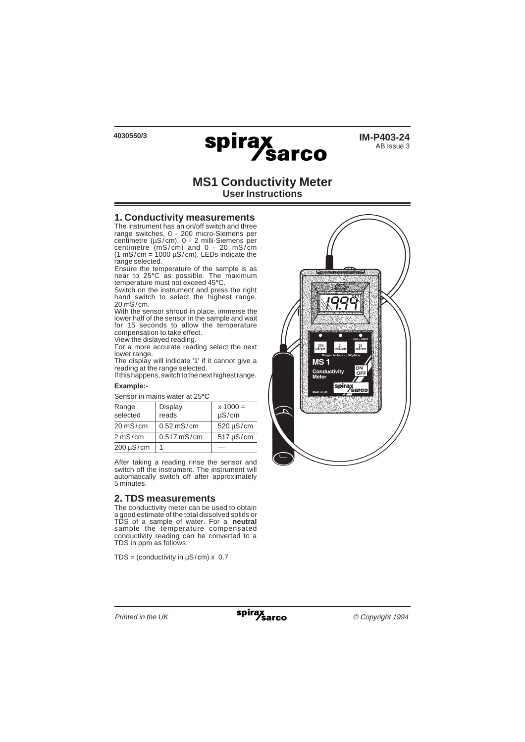4030550/3

spirax sarco

**IM-P403-24**
AB Issue 3

# MS1 Conductivity Meter

## User Instructions

## 1. Conductivity measurements

The instrument has an on/off switch and three range switches, 0 - 200 micro-Siemens per centimetre (µS/cm), 0 - 2 milli-Siemens per centimetre (mS/cm) and 0 - 20 mS/cm (1 mS/cm = 1000 µS/cm). LEDs indicate the range selected.

Ensure the temperature of the sample is as near to 25°C as possible. The maximum temperature must not exceed 45°C.

Switch on the instrument and press the right hand switch to select the highest range, 20 mS/cm.

With the sensor shroud in place, immerse the lower half of the sensor in the sample and wait for 15 seconds to allow the temperature compensation to take effect.

View the dislayed reading.

For a more accurate reading select the next lower range.

The display will indicate '1' if it cannot give a reading at the range selected.

If this happens, switch to the next highest range.

**Example:-**

Sensor in mains water at 25°C

| Range selected | Display reads | x 1000 = µS/cm |
|---|---|---|
| 20 mS/cm | 0.52 mS/cm | 520 µS/cm |
| 2 mS/cm | 0.517 mS/cm | 517 µS/cm |
| 200 µS/cm | 1 | — |

After taking a reading rinse the sensor and switch off the instrument. The instrument will automatically switch off after approximately 5 minutes.

## 2. TDS measurements

The conductivity meter can be used to obtain a good estimate of the total dissolved solids or TDS of a sample of water. For a **neutral** sample the temperature compensated conductivity reading can be converted to a TDS in ppm as follows:

TDS = (conductivity in µS/cm) x 0.7

*Printed in the UK* © Copyright 1994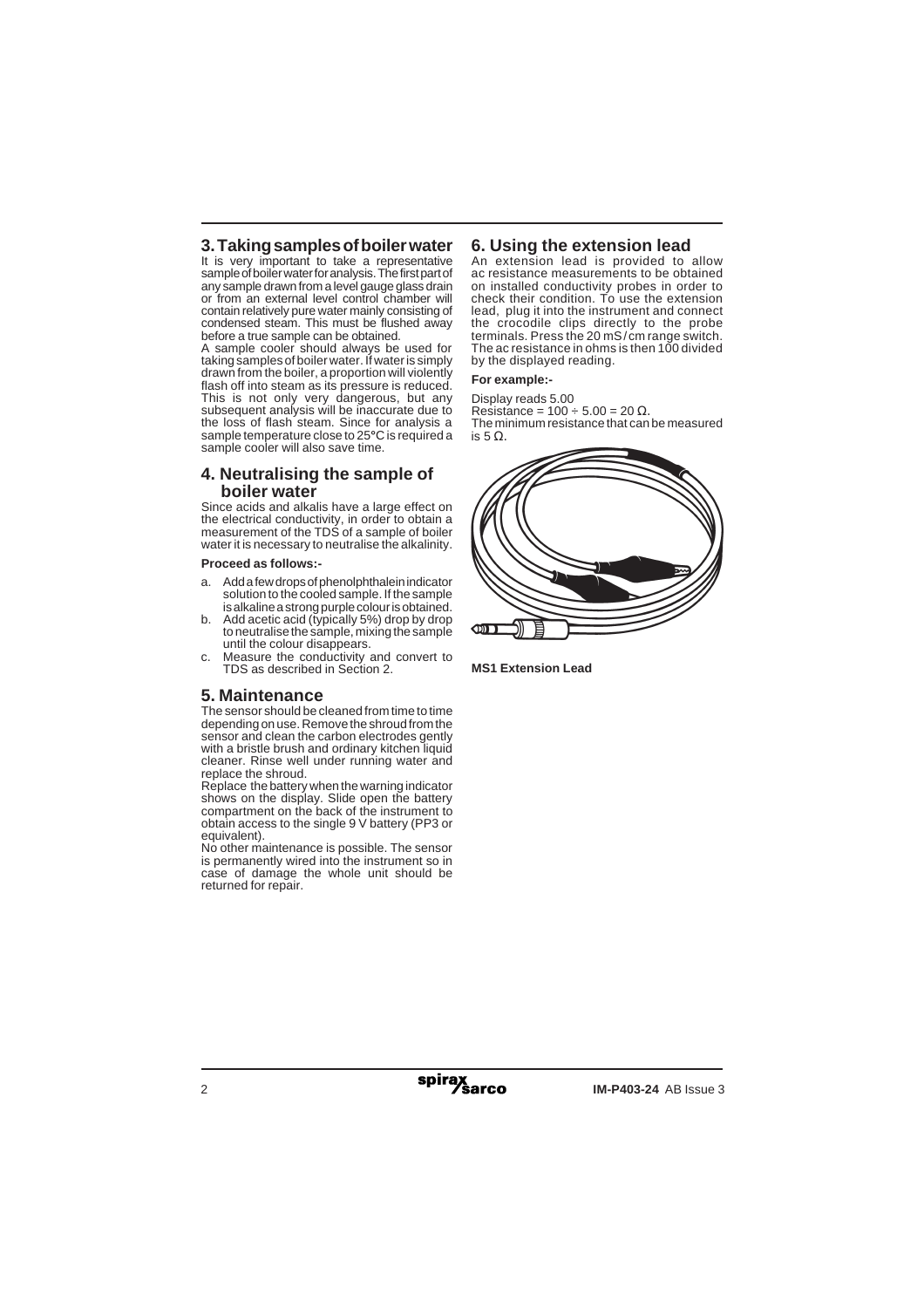## 3. Taking samples of boiler water

It is very important to take a representative sample of boiler water for analysis. The first part of any sample drawn from a level gauge glass drain or from an external level control chamber will contain relatively pure water mainly consisting of condensed steam. This must be flushed away before a true sample can be obtained.

A sample cooler should always be used for taking samples of boiler water. If water is simply drawn from the boiler, a proportion will violently flash off into steam as its pressure is reduced. This is not only very dangerous, but any subsequent analysis will be inaccurate due to the loss of flash steam. Since for analysis a sample temperature close to 25°C is required a sample cooler will also save time.

## 4. Neutralising the sample of boiler water

Since acids and alkalis have a large effect on the electrical conductivity, in order to obtain a measurement of the TDS of a sample of boiler water it is necessary to neutralise the alkalinity.

**Proceed as follows:-**

a. Add a few drops of phenolphthalein indicator solution to the cooled sample. If the sample is alkaline a strong purple colour is obtained.
b. Add acetic acid (typically 5%) drop by drop to neutralise the sample, mixing the sample until the colour disappears.
c. Measure the conductivity and convert to TDS as described in Section 2.

## 5. Maintenance

The sensor should be cleaned from time to time depending on use. Remove the shroud from the sensor and clean the carbon electrodes gently with a bristle brush and ordinary kitchen liquid cleaner. Rinse well under running water and replace the shroud.

Replace the battery when the warning indicator shows on the display. Slide open the battery compartment on the back of the instrument to obtain access to the single 9 V battery (PP3 or equivalent).

No other maintenance is possible. The sensor is permanently wired into the instrument so in case of damage the whole unit should be returned for repair.

## 6. Using the extension lead

An extension lead is provided to allow ac resistance measurements to be obtained on installed conductivity probes in order to check their condition. To use the extension lead, plug it into the instrument and connect the crocodile clips directly to the probe terminals. Press the 20 mS/cm range switch. The ac resistance in ohms is then 100 divided by the displayed reading.

**For example:-**

Display reads 5.00
Resistance = $100 \div 5.00 = 20\ \Omega$.
The minimum resistance that can be measured is $5\ \Omega$.

**MS1 Extension Lead**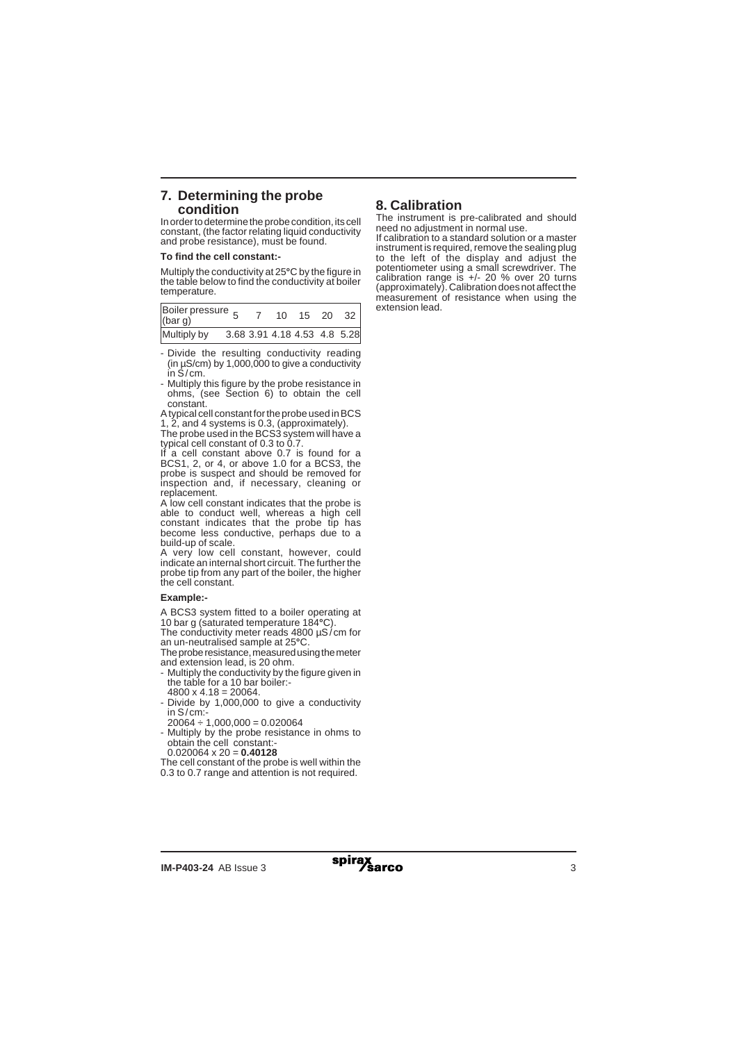## 7. Determining the probe condition

In order to determine the probe condition, its cell constant, (the factor relating liquid conductivity and probe resistance), must be found.

**To find the cell constant:-**

Multiply the conductivity at 25°C by the figure in the table below to find the conductivity at boiler temperature.

| Boiler pressure (bar g) | 5 | 7 | 10 | 15 | 20 | 32 |
|---|---|---|---|---|---|---|
| Multiply by | 3.68 | 3.91 | 4.18 | 4.53 | 4.8 | 5.28 |

- Divide the resulting conductivity reading (in µS/cm) by 1,000,000 to give a conductivity in S/cm.
- Multiply this figure by the probe resistance in ohms, (see Section 6) to obtain the cell constant.

A typical cell constant for the probe used in BCS 1, 2, and 4 systems is 0.3, (approximately).

The probe used in the BCS3 system will have a typical cell constant of 0.3 to 0.7.

If a cell constant above 0.7 is found for a BCS1, 2, or 4, or above 1.0 for a BCS3, the probe is suspect and should be removed for inspection and, if necessary, cleaning or replacement.

A low cell constant indicates that the probe is able to conduct well, whereas a high cell constant indicates that the probe tip has become less conductive, perhaps due to a build-up of scale.

A very low cell constant, however, could indicate an internal short circuit. The further the probe tip from any part of the boiler, the higher the cell constant.

**Example:-**

A BCS3 system fitted to a boiler operating at 10 bar g (saturated temperature 184°C).

The conductivity meter reads 4800 µS/cm for an un-neutralised sample at 25°C.

The probe resistance, measured using the meter and extension lead, is 20 ohm.

- Multiply the conductivity by the figure given in the table for a 10 bar boiler:-
  4800 x 4.18 = 20064.
- Divide by 1,000,000 to give a conductivity in S/cm:-
  20064 ÷ 1,000,000 = 0.020064
- Multiply by the probe resistance in ohms to obtain the cell constant:-
  0.020064 x 20 = **0.40128**

The cell constant of the probe is well within the 0.3 to 0.7 range and attention is not required.

## 8. Calibration

The instrument is pre-calibrated and should need no adjustment in normal use.

If calibration to a standard solution or a master instrument is required, remove the sealing plug to the left of the display and adjust the potentiometer using a small screwdriver. The calibration range is +/- 20 % over 20 turns (approximately). Calibration does not affect the measurement of resistance when using the extension lead.